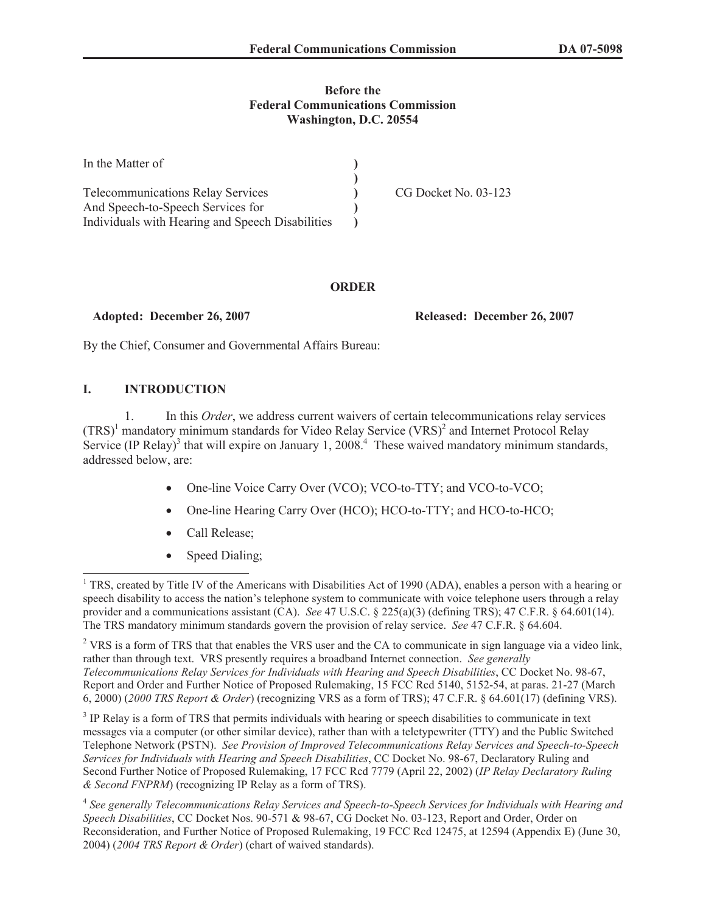**Before the**
**Federal Communications Commission**
**Washington, D.C. 20554**

| | | |
|---|---|---|
| In the Matter of | ) | |
| | ) | |
| Telecommunications Relay Services | ) | CG Docket No. 03-123 |
| And Speech-to-Speech Services for | ) | |
| Individuals with Hearing and Speech Disabilities | ) | |

**ORDER**

**Adopted: December 26, 2007** **Released: December 26, 2007**

By the Chief, Consumer and Governmental Affairs Bureau:

## I. INTRODUCTION

1. In this *Order*, we address current waivers of certain telecommunications relay services (TRS)[1] mandatory minimum standards for Video Relay Service (VRS)[2] and Internet Protocol Relay Service (IP Relay)[3] that will expire on January 1, 2008.[4] These waived mandatory minimum standards, addressed below, are:

- One-line Voice Carry Over (VCO); VCO-to-TTY; and VCO-to-VCO;
- One-line Hearing Carry Over (HCO); HCO-to-TTY; and HCO-to-HCO;
- Call Release;
- Speed Dialing;

---

[1] TRS, created by Title IV of the Americans with Disabilities Act of 1990 (ADA), enables a person with a hearing or speech disability to access the nation's telephone system to communicate with voice telephone users through a relay provider and a communications assistant (CA). *See* 47 U.S.C. § 225(a)(3) (defining TRS); 47 C.F.R. § 64.601(14). The TRS mandatory minimum standards govern the provision of relay service. *See* 47 C.F.R. § 64.604.

[2] VRS is a form of TRS that that enables the VRS user and the CA to communicate in sign language via a video link, rather than through text. VRS presently requires a broadband Internet connection. *See generally Telecommunications Relay Services for Individuals with Hearing and Speech Disabilities*, CC Docket No. 98-67, Report and Order and Further Notice of Proposed Rulemaking, 15 FCC Rcd 5140, 5152-54, at paras. 21-27 (March 6, 2000) (*2000 TRS Report & Order*) (recognizing VRS as a form of TRS); 47 C.F.R. § 64.601(17) (defining VRS).

[3] IP Relay is a form of TRS that permits individuals with hearing or speech disabilities to communicate in text messages via a computer (or other similar device), rather than with a teletypewriter (TTY) and the Public Switched Telephone Network (PSTN). *See Provision of Improved Telecommunications Relay Services and Speech-to-Speech Services for Individuals with Hearing and Speech Disabilities*, CC Docket No. 98-67, Declaratory Ruling and Second Further Notice of Proposed Rulemaking, 17 FCC Rcd 7779 (April 22, 2002) (*IP Relay Declaratory Ruling & Second FNPRM*) (recognizing IP Relay as a form of TRS).

[4] *See generally Telecommunications Relay Services and Speech-to-Speech Services for Individuals with Hearing and Speech Disabilities*, CC Docket Nos. 90-571 & 98-67, CG Docket No. 03-123, Report and Order, Order on Reconsideration, and Further Notice of Proposed Rulemaking, 19 FCC Rcd 12475, at 12594 (Appendix E) (June 30, 2004) (*2004 TRS Report & Order*) (chart of waived standards).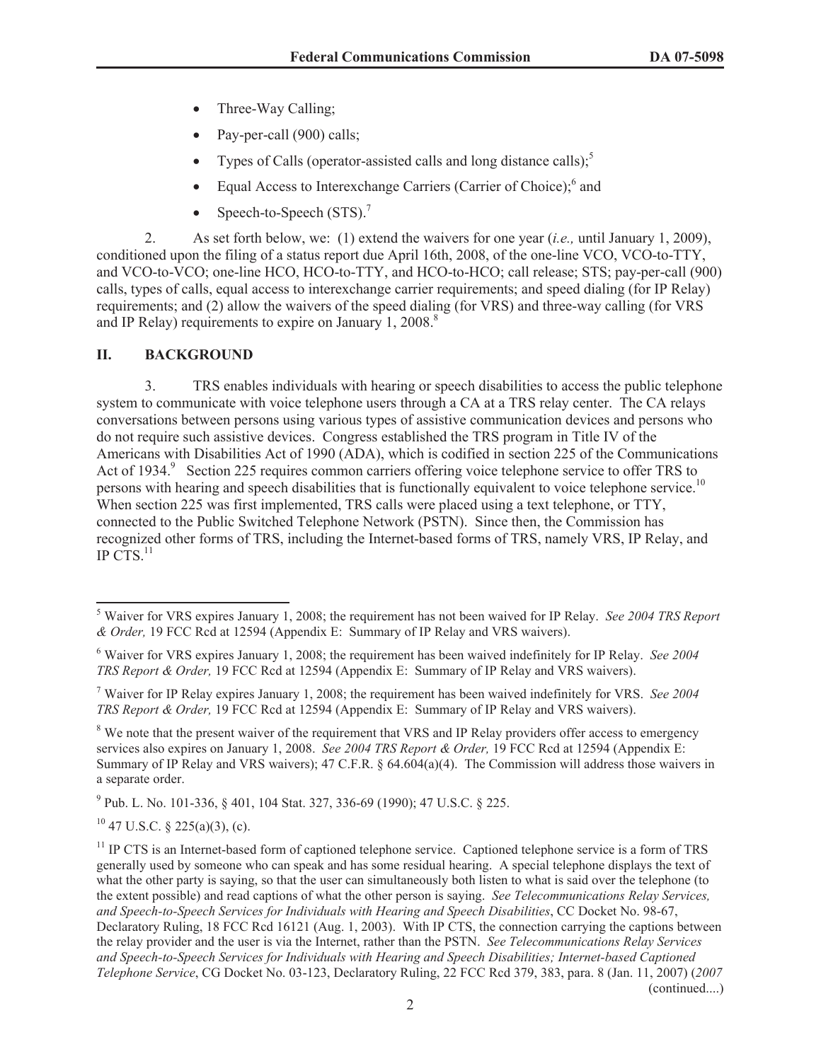- Three-Way Calling;
- Pay-per-call (900) calls;
- Types of Calls (operator-assisted calls and long distance calls);[5]
- Equal Access to Interexchange Carriers (Carrier of Choice);[6] and
- Speech-to-Speech (STS).[7]

2. As set forth below, we: (1) extend the waivers for one year (*i.e.,* until January 1, 2009), conditioned upon the filing of a status report due April 16th, 2008, of the one-line VCO, VCO-to-TTY, and VCO-to-VCO; one-line HCO, HCO-to-TTY, and HCO-to-HCO; call release; STS; pay-per-call (900) calls, types of calls, equal access to interexchange carrier requirements; and speed dialing (for IP Relay) requirements; and (2) allow the waivers of the speed dialing (for VRS) and three-way calling (for VRS and IP Relay) requirements to expire on January 1, 2008.[8]

## II. BACKGROUND

3. TRS enables individuals with hearing or speech disabilities to access the public telephone system to communicate with voice telephone users through a CA at a TRS relay center. The CA relays conversations between persons using various types of assistive communication devices and persons who do not require such assistive devices. Congress established the TRS program in Title IV of the Americans with Disabilities Act of 1990 (ADA), which is codified in section 225 of the Communications Act of 1934.[9] Section 225 requires common carriers offering voice telephone service to offer TRS to persons with hearing and speech disabilities that is functionally equivalent to voice telephone service.[10] When section 225 was first implemented, TRS calls were placed using a text telephone, or TTY, connected to the Public Switched Telephone Network (PSTN). Since then, the Commission has recognized other forms of TRS, including the Internet-based forms of TRS, namely VRS, IP Relay, and IP CTS.[11]

---

[5] Waiver for VRS expires January 1, 2008; the requirement has not been waived for IP Relay. *See 2004 TRS Report & Order,* 19 FCC Rcd at 12594 (Appendix E: Summary of IP Relay and VRS waivers).

[6] Waiver for VRS expires January 1, 2008; the requirement has been waived indefinitely for IP Relay. *See 2004 TRS Report & Order,* 19 FCC Rcd at 12594 (Appendix E: Summary of IP Relay and VRS waivers).

[7] Waiver for IP Relay expires January 1, 2008; the requirement has been waived indefinitely for VRS. *See 2004 TRS Report & Order,* 19 FCC Rcd at 12594 (Appendix E: Summary of IP Relay and VRS waivers).

[8] We note that the present waiver of the requirement that VRS and IP Relay providers offer access to emergency services also expires on January 1, 2008. *See 2004 TRS Report & Order,* 19 FCC Rcd at 12594 (Appendix E: Summary of IP Relay and VRS waivers); 47 C.F.R. § 64.604(a)(4). The Commission will address those waivers in a separate order.

[9] Pub. L. No. 101-336, § 401, 104 Stat. 327, 336-69 (1990); 47 U.S.C. § 225.

[10] 47 U.S.C. § 225(a)(3), (c).

[11] IP CTS is an Internet-based form of captioned telephone service. Captioned telephone service is a form of TRS generally used by someone who can speak and has some residual hearing. A special telephone displays the text of what the other party is saying, so that the user can simultaneously both listen to what is said over the telephone (to the extent possible) and read captions of what the other person is saying. *See Telecommunications Relay Services, and Speech-to-Speech Services for Individuals with Hearing and Speech Disabilities*, CC Docket No. 98-67, Declaratory Ruling, 18 FCC Rcd 16121 (Aug. 1, 2003). With IP CTS, the connection carrying the captions between the relay provider and the user is via the Internet, rather than the PSTN. *See Telecommunications Relay Services and Speech-to-Speech Services for Individuals with Hearing and Speech Disabilities; Internet-based Captioned Telephone Service*, CG Docket No. 03-123, Declaratory Ruling, 22 FCC Rcd 379, 383, para. 8 (Jan. 11, 2007) (*2007*

(continued....)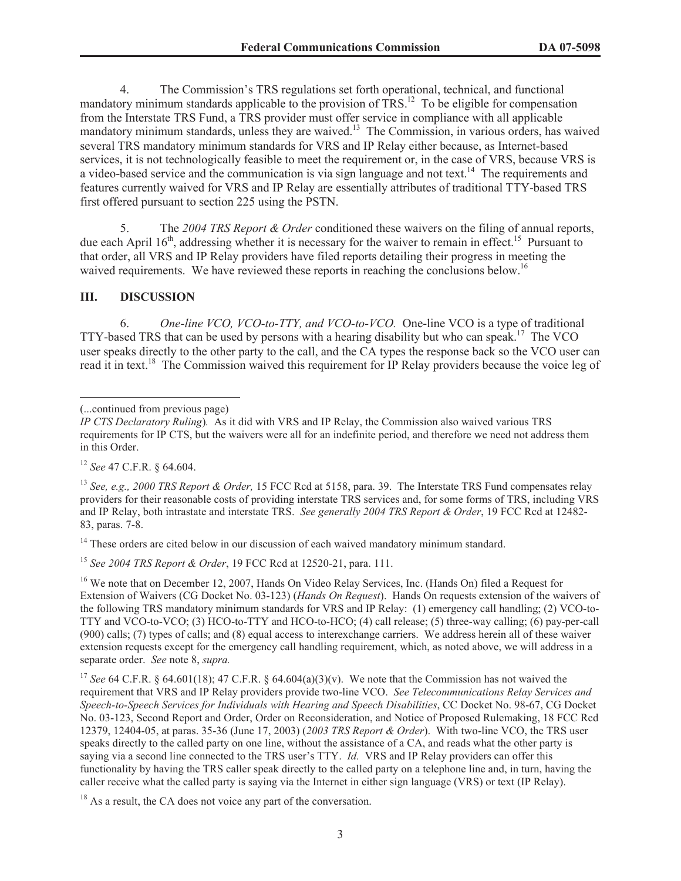4. The Commission's TRS regulations set forth operational, technical, and functional mandatory minimum standards applicable to the provision of TRS.[12] To be eligible for compensation from the Interstate TRS Fund, a TRS provider must offer service in compliance with all applicable mandatory minimum standards, unless they are waived.[13] The Commission, in various orders, has waived several TRS mandatory minimum standards for VRS and IP Relay either because, as Internet-based services, it is not technologically feasible to meet the requirement or, in the case of VRS, because VRS is a video-based service and the communication is via sign language and not text.[14] The requirements and features currently waived for VRS and IP Relay are essentially attributes of traditional TTY-based TRS first offered pursuant to section 225 using the PSTN.

5. The *2004 TRS Report & Order* conditioned these waivers on the filing of annual reports, due each April 16th, addressing whether it is necessary for the waiver to remain in effect.[15] Pursuant to that order, all VRS and IP Relay providers have filed reports detailing their progress in meeting the waived requirements. We have reviewed these reports in reaching the conclusions below.[16]

## III. DISCUSSION

6. *One-line VCO, VCO-to-TTY, and VCO-to-VCO.* One-line VCO is a type of traditional TTY-based TRS that can be used by persons with a hearing disability but who can speak.[17] The VCO user speaks directly to the other party to the call, and the CA types the response back so the VCO user can read it in text.[18] The Commission waived this requirement for IP Relay providers because the voice leg of

---

(...continued from previous page)
*IP CTS Declaratory Ruling*). As it did with VRS and IP Relay, the Commission also waived various TRS requirements for IP CTS, but the waivers were all for an indefinite period, and therefore we need not address them in this Order.

[12] *See* 47 C.F.R. § 64.604.

[13] *See, e.g., 2000 TRS Report & Order,* 15 FCC Rcd at 5158, para. 39. The Interstate TRS Fund compensates relay providers for their reasonable costs of providing interstate TRS services and, for some forms of TRS, including VRS and IP Relay, both intrastate and interstate TRS. *See generally 2004 TRS Report & Order*, 19 FCC Rcd at 12482-83, paras. 7-8.

[14] These orders are cited below in our discussion of each waived mandatory minimum standard.

[15] *See 2004 TRS Report & Order*, 19 FCC Rcd at 12520-21, para. 111.

[16] We note that on December 12, 2007, Hands On Video Relay Services, Inc. (Hands On) filed a Request for Extension of Waivers (CG Docket No. 03-123) (*Hands On Request*). Hands On requests extension of the waivers of the following TRS mandatory minimum standards for VRS and IP Relay: (1) emergency call handling; (2) VCO-to-TTY and VCO-to-VCO; (3) HCO-to-TTY and HCO-to-HCO; (4) call release; (5) three-way calling; (6) pay-per-call (900) calls; (7) types of calls; and (8) equal access to interexchange carriers. We address herein all of these waiver extension requests except for the emergency call handling requirement, which, as noted above, we will address in a separate order. *See* note 8, *supra.*

[17] *See* 64 C.F.R. § 64.601(18); 47 C.F.R. § 64.604(a)(3)(v). We note that the Commission has not waived the requirement that VRS and IP Relay providers provide two-line VCO. *See Telecommunications Relay Services and Speech-to-Speech Services for Individuals with Hearing and Speech Disabilities*, CC Docket No. 98-67, CG Docket No. 03-123, Second Report and Order, Order on Reconsideration, and Notice of Proposed Rulemaking, 18 FCC Rcd 12379, 12404-05, at paras. 35-36 (June 17, 2003) (*2003 TRS Report & Order*). With two-line VCO, the TRS user speaks directly to the called party on one line, without the assistance of a CA, and reads what the other party is saying via a second line connected to the TRS user's TTY. *Id.* VRS and IP Relay providers can offer this functionality by having the TRS caller speak directly to the called party on a telephone line and, in turn, having the caller receive what the called party is saying via the Internet in either sign language (VRS) or text (IP Relay).

[18] As a result, the CA does not voice any part of the conversation.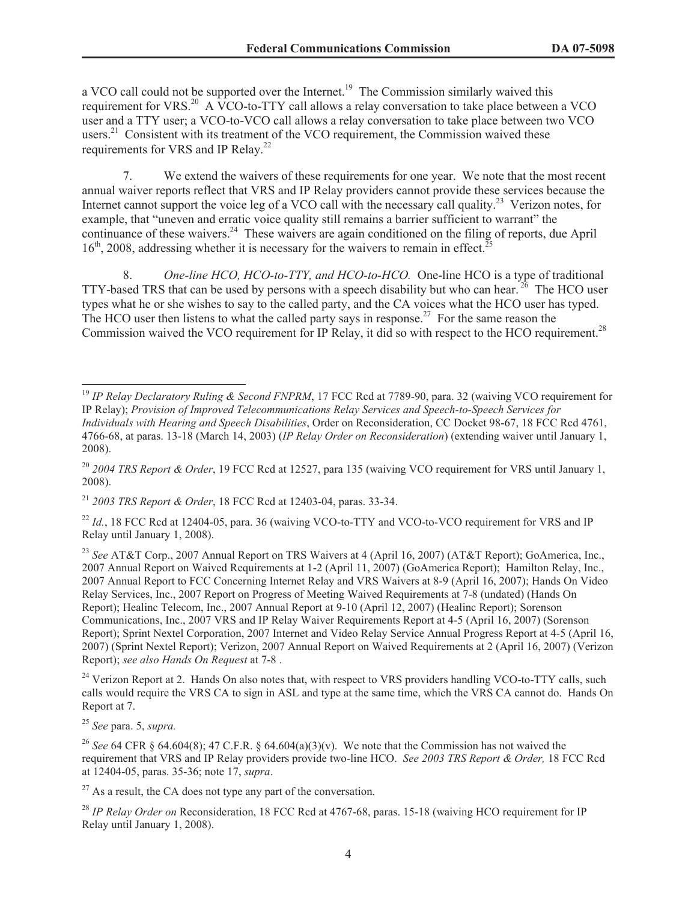a VCO call could not be supported over the Internet.[19] The Commission similarly waived this requirement for VRS.[20] A VCO-to-TTY call allows a relay conversation to take place between a VCO user and a TTY user; a VCO-to-VCO call allows a relay conversation to take place between two VCO users.[21] Consistent with its treatment of the VCO requirement, the Commission waived these requirements for VRS and IP Relay.[22]

7. We extend the waivers of these requirements for one year. We note that the most recent annual waiver reports reflect that VRS and IP Relay providers cannot provide these services because the Internet cannot support the voice leg of a VCO call with the necessary call quality.[23] Verizon notes, for example, that "uneven and erratic voice quality still remains a barrier sufficient to warrant" the continuance of these waivers.[24] These waivers are again conditioned on the filing of reports, due April 16th, 2008, addressing whether it is necessary for the waivers to remain in effect.[25]

8. *One-line HCO, HCO-to-TTY, and HCO-to-HCO.* One-line HCO is a type of traditional TTY-based TRS that can be used by persons with a speech disability but who can hear.[26] The HCO user types what he or she wishes to say to the called party, and the CA voices what the HCO user has typed. The HCO user then listens to what the called party says in response.[27] For the same reason the Commission waived the VCO requirement for IP Relay, it did so with respect to the HCO requirement.[28]

---

[19] *IP Relay Declaratory Ruling & Second FNPRM*, 17 FCC Rcd at 7789-90, para. 32 (waiving VCO requirement for IP Relay); *Provision of Improved Telecommunications Relay Services and Speech-to-Speech Services for Individuals with Hearing and Speech Disabilities*, Order on Reconsideration, CC Docket 98-67, 18 FCC Rcd 4761, 4766-68, at paras. 13-18 (March 14, 2003) (*IP Relay Order on Reconsideration*) (extending waiver until January 1, 2008).

[20] *2004 TRS Report & Order*, 19 FCC Rcd at 12527, para 135 (waiving VCO requirement for VRS until January 1, 2008).

[21] *2003 TRS Report & Order*, 18 FCC Rcd at 12403-04, paras. 33-34.

[22] *Id.*, 18 FCC Rcd at 12404-05, para. 36 (waiving VCO-to-TTY and VCO-to-VCO requirement for VRS and IP Relay until January 1, 2008).

[23] *See* AT&T Corp., 2007 Annual Report on TRS Waivers at 4 (April 16, 2007) (AT&T Report); GoAmerica, Inc., 2007 Annual Report on Waived Requirements at 1-2 (April 11, 2007) (GoAmerica Report); Hamilton Relay, Inc., 2007 Annual Report to FCC Concerning Internet Relay and VRS Waivers at 8-9 (April 16, 2007); Hands On Video Relay Services, Inc., 2007 Report on Progress of Meeting Waived Requirements at 7-8 (undated) (Hands On Report); Healinc Telecom, Inc., 2007 Annual Report at 9-10 (April 12, 2007) (Healinc Report); Sorenson Communications, Inc., 2007 VRS and IP Relay Waiver Requirements Report at 4-5 (April 16, 2007) (Sorenson Report); Sprint Nextel Corporation, 2007 Internet and Video Relay Service Annual Progress Report at 4-5 (April 16, 2007) (Sprint Nextel Report); Verizon, 2007 Annual Report on Waived Requirements at 2 (April 16, 2007) (Verizon Report); *see also Hands On Request* at 7-8 .

[24] Verizon Report at 2. Hands On also notes that, with respect to VRS providers handling VCO-to-TTY calls, such calls would require the VRS CA to sign in ASL and type at the same time, which the VRS CA cannot do. Hands On Report at 7.

[25] *See* para. 5, *supra.*

[26] *See* 64 CFR § 64.604(8); 47 C.F.R. § 64.604(a)(3)(v). We note that the Commission has not waived the requirement that VRS and IP Relay providers provide two-line HCO. *See 2003 TRS Report & Order,* 18 FCC Rcd at 12404-05, paras. 35-36; note 17, *supra*.

[27] As a result, the CA does not type any part of the conversation.

[28] *IP Relay Order on* Reconsideration, 18 FCC Rcd at 4767-68, paras. 15-18 (waiving HCO requirement for IP Relay until January 1, 2008).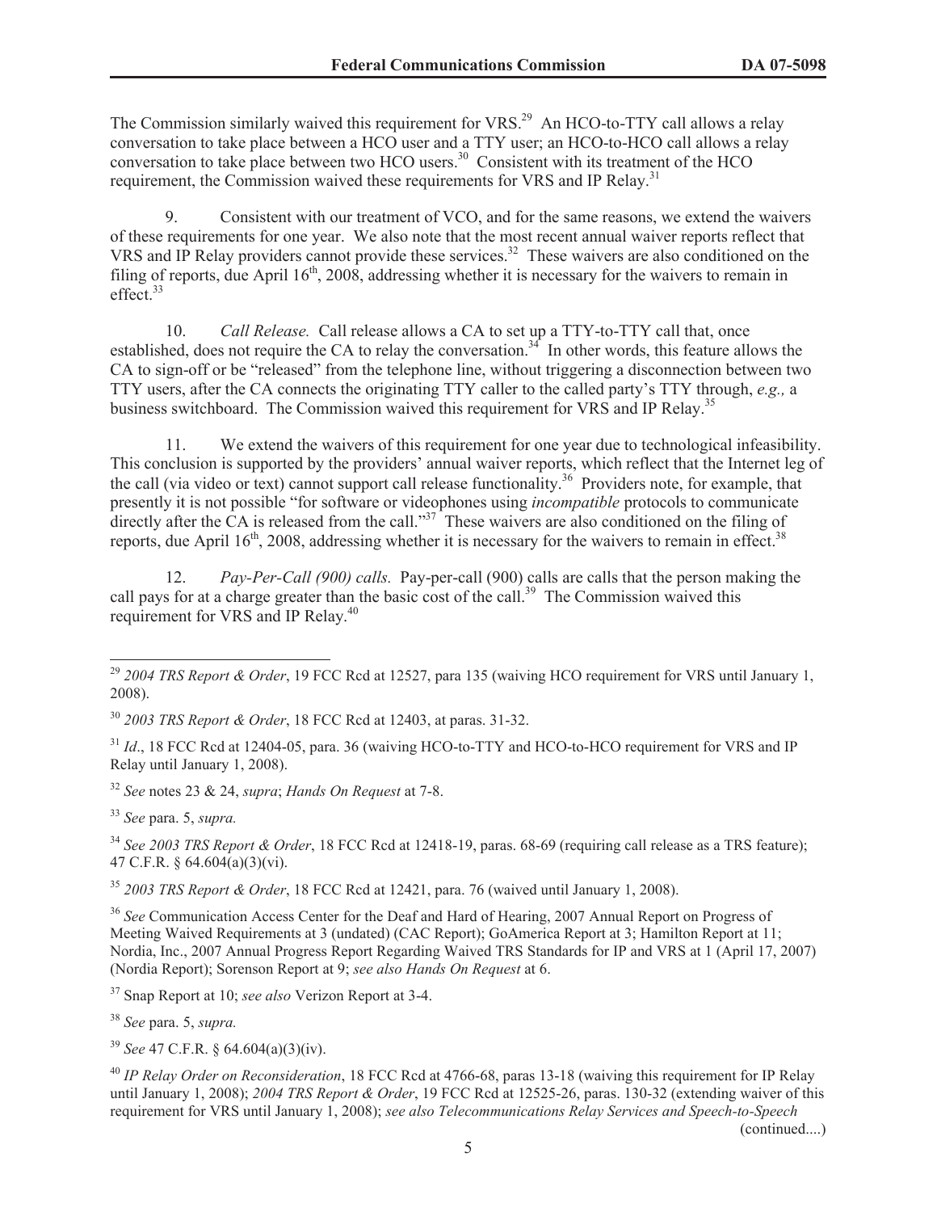The Commission similarly waived this requirement for VRS.[29] An HCO-to-TTY call allows a relay conversation to take place between a HCO user and a TTY user; an HCO-to-HCO call allows a relay conversation to take place between two HCO users.[30] Consistent with its treatment of the HCO requirement, the Commission waived these requirements for VRS and IP Relay.[31]

9. Consistent with our treatment of VCO, and for the same reasons, we extend the waivers of these requirements for one year. We also note that the most recent annual waiver reports reflect that VRS and IP Relay providers cannot provide these services.[32] These waivers are also conditioned on the filing of reports, due April 16th, 2008, addressing whether it is necessary for the waivers to remain in effect.[33]

10. *Call Release.* Call release allows a CA to set up a TTY-to-TTY call that, once established, does not require the CA to relay the conversation.[34] In other words, this feature allows the CA to sign-off or be "released" from the telephone line, without triggering a disconnection between two TTY users, after the CA connects the originating TTY caller to the called party's TTY through, *e.g.,* a business switchboard. The Commission waived this requirement for VRS and IP Relay.[35]

11. We extend the waivers of this requirement for one year due to technological infeasibility. This conclusion is supported by the providers' annual waiver reports, which reflect that the Internet leg of the call (via video or text) cannot support call release functionality.[36] Providers note, for example, that presently it is not possible "for software or videophones using *incompatible* protocols to communicate directly after the CA is released from the call."[37] These waivers are also conditioned on the filing of reports, due April 16th, 2008, addressing whether it is necessary for the waivers to remain in effect.[38]

12. *Pay-Per-Call (900) calls.* Pay-per-call (900) calls are calls that the person making the call pays for at a charge greater than the basic cost of the call.[39] The Commission waived this requirement for VRS and IP Relay.[40]

---

[29] *2004 TRS Report & Order*, 19 FCC Rcd at 12527, para 135 (waiving HCO requirement for VRS until January 1, 2008).

[30] *2003 TRS Report & Order*, 18 FCC Rcd at 12403, at paras. 31-32.

[31] *Id*., 18 FCC Rcd at 12404-05, para. 36 (waiving HCO-to-TTY and HCO-to-HCO requirement for VRS and IP Relay until January 1, 2008).

[32] *See* notes 23 & 24, *supra*; *Hands On Request* at 7-8.

[33] *See* para. 5, *supra.*

[34] *See 2003 TRS Report & Order*, 18 FCC Rcd at 12418-19, paras. 68-69 (requiring call release as a TRS feature); 47 C.F.R. § 64.604(a)(3)(vi).

[35] *2003 TRS Report & Order*, 18 FCC Rcd at 12421, para. 76 (waived until January 1, 2008).

[36] *See* Communication Access Center for the Deaf and Hard of Hearing, 2007 Annual Report on Progress of Meeting Waived Requirements at 3 (undated) (CAC Report); GoAmerica Report at 3; Hamilton Report at 11; Nordia, Inc., 2007 Annual Progress Report Regarding Waived TRS Standards for IP and VRS at 1 (April 17, 2007) (Nordia Report); Sorenson Report at 9; *see also Hands On Request* at 6.

[37] Snap Report at 10; *see also* Verizon Report at 3-4.

[38] *See* para. 5, *supra.*

[39] *See* 47 C.F.R. § 64.604(a)(3)(iv).

[40] *IP Relay Order on Reconsideration*, 18 FCC Rcd at 4766-68, paras 13-18 (waiving this requirement for IP Relay until January 1, 2008); *2004 TRS Report & Order*, 19 FCC Rcd at 12525-26, paras. 130-32 (extending waiver of this requirement for VRS until January 1, 2008); *see also Telecommunications Relay Services and Speech-to-Speech*

(continued....)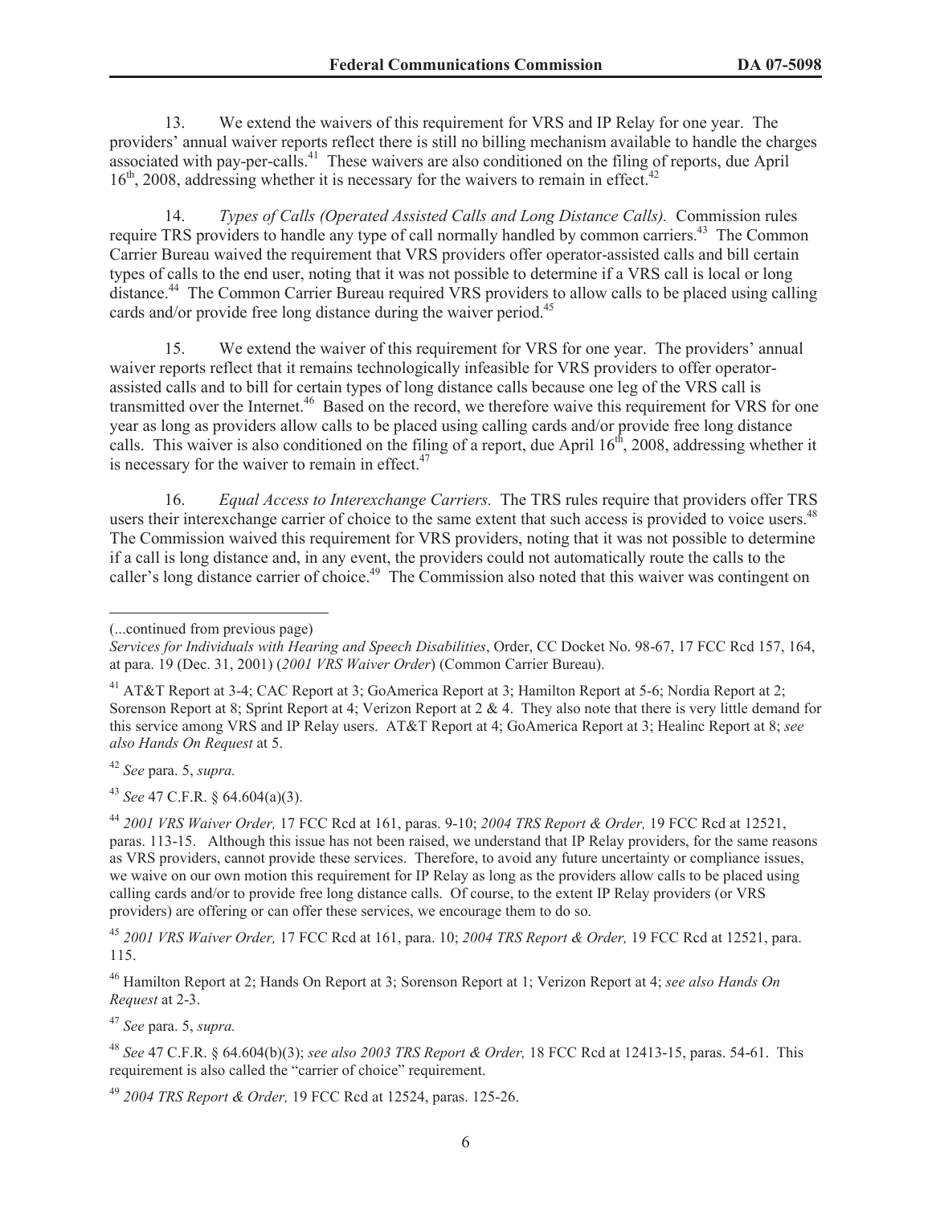13. We extend the waivers of this requirement for VRS and IP Relay for one year. The providers' annual waiver reports reflect there is still no billing mechanism available to handle the charges associated with pay-per-calls.[41] These waivers are also conditioned on the filing of reports, due April 16th, 2008, addressing whether it is necessary for the waivers to remain in effect.[42]

14. *Types of Calls (Operated Assisted Calls and Long Distance Calls).* Commission rules require TRS providers to handle any type of call normally handled by common carriers.[43] The Common Carrier Bureau waived the requirement that VRS providers offer operator-assisted calls and bill certain types of calls to the end user, noting that it was not possible to determine if a VRS call is local or long distance.[44] The Common Carrier Bureau required VRS providers to allow calls to be placed using calling cards and/or provide free long distance during the waiver period.[45]

15. We extend the waiver of this requirement for VRS for one year. The providers' annual waiver reports reflect that it remains technologically infeasible for VRS providers to offer operator-assisted calls and to bill for certain types of long distance calls because one leg of the VRS call is transmitted over the Internet.[46] Based on the record, we therefore waive this requirement for VRS for one year as long as providers allow calls to be placed using calling cards and/or provide free long distance calls. This waiver is also conditioned on the filing of a report, due April 16th, 2008, addressing whether it is necessary for the waiver to remain in effect.[47]

16. *Equal Access to Interexchange Carriers.* The TRS rules require that providers offer TRS users their interexchange carrier of choice to the same extent that such access is provided to voice users.[48] The Commission waived this requirement for VRS providers, noting that it was not possible to determine if a call is long distance and, in any event, the providers could not automatically route the calls to the caller's long distance carrier of choice.[49] The Commission also noted that this waiver was contingent on

---

(...continued from previous page)
*Services for Individuals with Hearing and Speech Disabilities*, Order, CC Docket No. 98-67, 17 FCC Rcd 157, 164, at para. 19 (Dec. 31, 2001) (*2001 VRS Waiver Order*) (Common Carrier Bureau).

[41] AT&T Report at 3-4; CAC Report at 3; GoAmerica Report at 3; Hamilton Report at 5-6; Nordia Report at 2; Sorenson Report at 8; Sprint Report at 4; Verizon Report at 2 & 4. They also note that there is very little demand for this service among VRS and IP Relay users. AT&T Report at 4; GoAmerica Report at 3; Healinc Report at 8; *see also Hands On Request* at 5.

[42] *See* para. 5, *supra.*

[43] *See* 47 C.F.R. § 64.604(a)(3).

[44] *2001 VRS Waiver Order,* 17 FCC Rcd at 161, paras. 9-10; *2004 TRS Report & Order,* 19 FCC Rcd at 12521, paras. 113-15. Although this issue has not been raised, we understand that IP Relay providers, for the same reasons as VRS providers, cannot provide these services. Therefore, to avoid any future uncertainty or compliance issues, we waive on our own motion this requirement for IP Relay as long as the providers allow calls to be placed using calling cards and/or to provide free long distance calls. Of course, to the extent IP Relay providers (or VRS providers) are offering or can offer these services, we encourage them to do so.

[45] *2001 VRS Waiver Order,* 17 FCC Rcd at 161, para. 10; *2004 TRS Report & Order,* 19 FCC Rcd at 12521, para. 115.

[46] Hamilton Report at 2; Hands On Report at 3; Sorenson Report at 1; Verizon Report at 4; *see also Hands On Request* at 2-3.

[47] *See* para. 5, *supra.*

[48] *See* 47 C.F.R. § 64.604(b)(3); *see also 2003 TRS Report & Order,* 18 FCC Rcd at 12413-15, paras. 54-61. This requirement is also called the "carrier of choice" requirement.

[49] *2004 TRS Report & Order,* 19 FCC Rcd at 12524, paras. 125-26.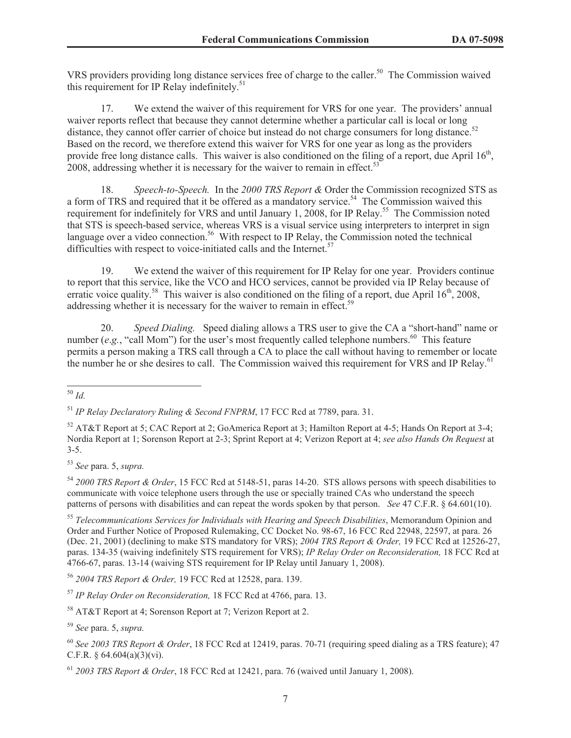VRS providers providing long distance services free of charge to the caller.[50] The Commission waived this requirement for IP Relay indefinitely.[51]

17. We extend the waiver of this requirement for VRS for one year. The providers' annual waiver reports reflect that because they cannot determine whether a particular call is local or long distance, they cannot offer carrier of choice but instead do not charge consumers for long distance.[52] Based on the record, we therefore extend this waiver for VRS for one year as long as the providers provide free long distance calls. This waiver is also conditioned on the filing of a report, due April 16th, 2008, addressing whether it is necessary for the waiver to remain in effect.[53]

18. *Speech-to-Speech.* In the *2000 TRS Report &* Order the Commission recognized STS as a form of TRS and required that it be offered as a mandatory service.[54] The Commission waived this requirement for indefinitely for VRS and until January 1, 2008, for IP Relay.[55] The Commission noted that STS is speech-based service, whereas VRS is a visual service using interpreters to interpret in sign language over a video connection.[56] With respect to IP Relay, the Commission noted the technical difficulties with respect to voice-initiated calls and the Internet.[57]

19. We extend the waiver of this requirement for IP Relay for one year. Providers continue to report that this service, like the VCO and HCO services, cannot be provided via IP Relay because of erratic voice quality.[58] This waiver is also conditioned on the filing of a report, due April 16th, 2008, addressing whether it is necessary for the waiver to remain in effect.[59]

20. *Speed Dialing.* Speed dialing allows a TRS user to give the CA a "short-hand" name or number (*e.g.*, "call Mom") for the user's most frequently called telephone numbers.[60] This feature permits a person making a TRS call through a CA to place the call without having to remember or locate the number he or she desires to call. The Commission waived this requirement for VRS and IP Relay.[61]

---

[50] *Id.*

[51] *IP Relay Declaratory Ruling & Second FNPRM*, 17 FCC Rcd at 7789, para. 31.

[52] AT&T Report at 5; CAC Report at 2; GoAmerica Report at 3; Hamilton Report at 4-5; Hands On Report at 3-4; Nordia Report at 1; Sorenson Report at 2-3; Sprint Report at 4; Verizon Report at 4; *see also Hands On Request* at 3-5.

[53] *See* para. 5, *supra.*

[54] *2000 TRS Report & Order*, 15 FCC Rcd at 5148-51, paras 14-20. STS allows persons with speech disabilities to communicate with voice telephone users through the use or specially trained CAs who understand the speech patterns of persons with disabilities and can repeat the words spoken by that person. *See* 47 C.F.R. § 64.601(10).

[55] *Telecommunications Services for Individuals with Hearing and Speech Disabilities*, Memorandum Opinion and Order and Further Notice of Proposed Rulemaking, CC Docket No. 98-67, 16 FCC Rcd 22948, 22597, at para. 26 (Dec. 21, 2001) (declining to make STS mandatory for VRS); *2004 TRS Report & Order,* 19 FCC Rcd at 12526-27, paras. 134-35 (waiving indefinitely STS requirement for VRS); *IP Relay Order on Reconsideration,* 18 FCC Rcd at 4766-67, paras. 13-14 (waiving STS requirement for IP Relay until January 1, 2008).

[56] *2004 TRS Report & Order,* 19 FCC Rcd at 12528, para. 139.

[57] *IP Relay Order on Reconsideration,* 18 FCC Rcd at 4766, para. 13.

[58] AT&T Report at 4; Sorenson Report at 7; Verizon Report at 2.

[59] *See* para. 5, *supra.*

[60] *See 2003 TRS Report & Order*, 18 FCC Rcd at 12419, paras. 70-71 (requiring speed dialing as a TRS feature); 47 C.F.R. § 64.604(a)(3)(vi).

[61] *2003 TRS Report & Order*, 18 FCC Rcd at 12421, para. 76 (waived until January 1, 2008).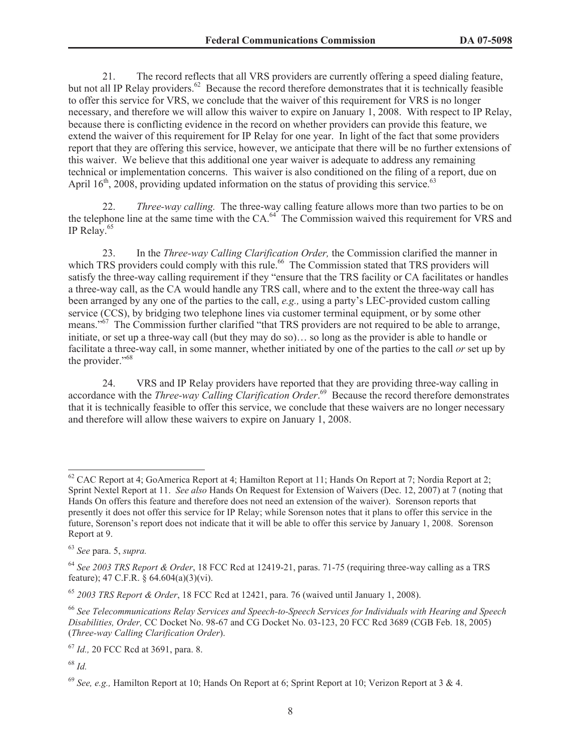21. The record reflects that all VRS providers are currently offering a speed dialing feature, but not all IP Relay providers.[62] Because the record therefore demonstrates that it is technically feasible to offer this service for VRS, we conclude that the waiver of this requirement for VRS is no longer necessary, and therefore we will allow this waiver to expire on January 1, 2008. With respect to IP Relay, because there is conflicting evidence in the record on whether providers can provide this feature, we extend the waiver of this requirement for IP Relay for one year. In light of the fact that some providers report that they are offering this service, however, we anticipate that there will be no further extensions of this waiver. We believe that this additional one year waiver is adequate to address any remaining technical or implementation concerns. This waiver is also conditioned on the filing of a report, due on April 16th, 2008, providing updated information on the status of providing this service.[63]

22. *Three-way calling.* The three-way calling feature allows more than two parties to be on the telephone line at the same time with the CA.[64] The Commission waived this requirement for VRS and IP Relay.[65]

23. In the *Three-way Calling Clarification Order,* the Commission clarified the manner in which TRS providers could comply with this rule.[66] The Commission stated that TRS providers will satisfy the three-way calling requirement if they "ensure that the TRS facility or CA facilitates or handles a three-way call, as the CA would handle any TRS call, where and to the extent the three-way call has been arranged by any one of the parties to the call, *e.g.,* using a party's LEC-provided custom calling service (CCS), by bridging two telephone lines via customer terminal equipment, or by some other means."[67] The Commission further clarified "that TRS providers are not required to be able to arrange, initiate, or set up a three-way call (but they may do so)… so long as the provider is able to handle or facilitate a three-way call, in some manner, whether initiated by one of the parties to the call *or* set up by the provider."[68]

24. VRS and IP Relay providers have reported that they are providing three-way calling in accordance with the *Three-way Calling Clarification Order*.[69] Because the record therefore demonstrates that it is technically feasible to offer this service, we conclude that these waivers are no longer necessary and therefore will allow these waivers to expire on January 1, 2008.

---

[62] CAC Report at 4; GoAmerica Report at 4; Hamilton Report at 11; Hands On Report at 7; Nordia Report at 2; Sprint Nextel Report at 11. *See also* Hands On Request for Extension of Waivers (Dec. 12, 2007) at 7 (noting that Hands On offers this feature and therefore does not need an extension of the waiver). Sorenson reports that presently it does not offer this service for IP Relay; while Sorenson notes that it plans to offer this service in the future, Sorenson's report does not indicate that it will be able to offer this service by January 1, 2008. Sorenson Report at 9.

[63] *See* para. 5, *supra.*

[64] *See 2003 TRS Report & Order*, 18 FCC Rcd at 12419-21, paras. 71-75 (requiring three-way calling as a TRS feature); 47 C.F.R. § 64.604(a)(3)(vi).

[65] *2003 TRS Report & Order*, 18 FCC Rcd at 12421, para. 76 (waived until January 1, 2008).

[66] *See Telecommunications Relay Services and Speech-to-Speech Services for Individuals with Hearing and Speech Disabilities, Order,* CC Docket No. 98-67 and CG Docket No. 03-123, 20 FCC Rcd 3689 (CGB Feb. 18, 2005) (*Three-way Calling Clarification Order*).

[67] *Id.,* 20 FCC Rcd at 3691, para. 8.

[68] *Id.*

[69] *See, e.g.,* Hamilton Report at 10; Hands On Report at 6; Sprint Report at 10; Verizon Report at 3 & 4.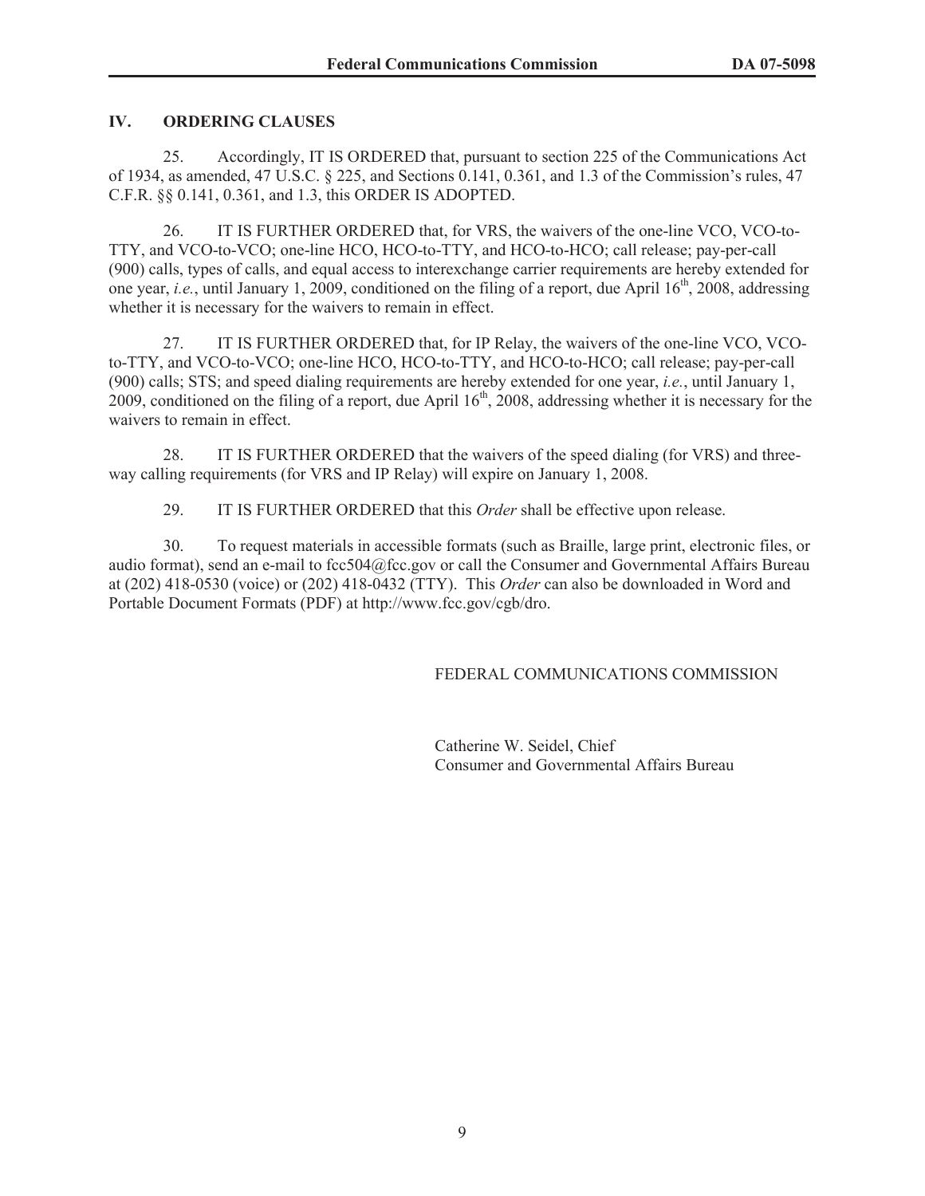## IV. ORDERING CLAUSES

25. Accordingly, IT IS ORDERED that, pursuant to section 225 of the Communications Act of 1934, as amended, 47 U.S.C. § 225, and Sections 0.141, 0.361, and 1.3 of the Commission's rules, 47 C.F.R. §§ 0.141, 0.361, and 1.3, this ORDER IS ADOPTED.

26. IT IS FURTHER ORDERED that, for VRS, the waivers of the one-line VCO, VCO-to-TTY, and VCO-to-VCO; one-line HCO, HCO-to-TTY, and HCO-to-HCO; call release; pay-per-call (900) calls, types of calls, and equal access to interexchange carrier requirements are hereby extended for one year, *i.e.*, until January 1, 2009, conditioned on the filing of a report, due April 16th, 2008, addressing whether it is necessary for the waivers to remain in effect.

27. IT IS FURTHER ORDERED that, for IP Relay, the waivers of the one-line VCO, VCO-to-TTY, and VCO-to-VCO; one-line HCO, HCO-to-TTY, and HCO-to-HCO; call release; pay-per-call (900) calls; STS; and speed dialing requirements are hereby extended for one year, *i.e.*, until January 1, 2009, conditioned on the filing of a report, due April 16th, 2008, addressing whether it is necessary for the waivers to remain in effect.

28. IT IS FURTHER ORDERED that the waivers of the speed dialing (for VRS) and three-way calling requirements (for VRS and IP Relay) will expire on January 1, 2008.

29. IT IS FURTHER ORDERED that this *Order* shall be effective upon release.

30. To request materials in accessible formats (such as Braille, large print, electronic files, or audio format), send an e-mail to fcc504@fcc.gov or call the Consumer and Governmental Affairs Bureau at (202) 418-0530 (voice) or (202) 418-0432 (TTY). This *Order* can also be downloaded in Word and Portable Document Formats (PDF) at http://www.fcc.gov/cgb/dro.

FEDERAL COMMUNICATIONS COMMISSION

Catherine W. Seidel, Chief
Consumer and Governmental Affairs Bureau